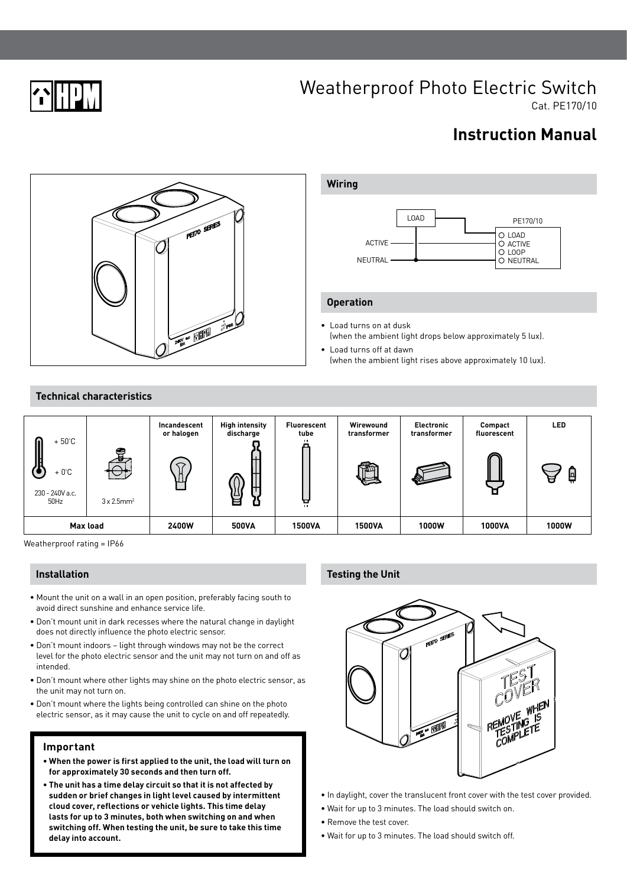# Weatherproof Photo Electric Switch

Cat. PE170/10

## Instruction Manual

## Wiring

LOAD

PE170/10

ACTIVE

NEUTRAL

- LOAD
- ACTIVE
- LOOP
- NEUTRAL

## Operation

- Load turns on at dusk
  (when the ambient light drops below approximately 5 lux).
- Load turns off at dawn
  (when the ambient light rises above approximately 10 lux).

## Technical characteristics

| + 50˚C / + 0˚C / 230 - 240V a.c. 50Hz | 3 x 2.5mm$^2$ | Incandescent or halogen | High intensity discharge | Fluorescent tube | Wirewound transformer | Electronic transformer | Compact fluorescent | LED |
|---|---|---|---|---|---|---|---|---|
| Max load | | 2400W | 500VA | 1500VA | 1500VA | 1000W | 1000VA | 1000W |

Weatherproof rating = IP66

## Installation

- Mount the unit on a wall in an open position, preferably facing south to avoid direct sunshine and enhance service life.
- Don't mount unit in dark recesses where the natural change in daylight does not directly influence the photo electric sensor.
- Don't mount indoors – light through windows may not be the correct level for the photo electric sensor and the unit may not turn on and off as intended.
- Don't mount where other lights may shine on the photo electric sensor, as the unit may not turn on.
- Don't mount where the lights being controlled can shine on the photo electric sensor, as it may cause the unit to cycle on and off repeatedly.

### Important

- **When the power is first applied to the unit, the load will turn on for approximately 30 seconds and then turn off.**
- **The unit has a time delay circuit so that it is not affected by sudden or brief changes in light level caused by intermittent cloud cover, reflections or vehicle lights. This time delay lasts for up to 3 minutes, both when switching on and when switching off. When testing the unit, be sure to take this time delay into account.**

## Testing the Unit

TEST COVER

REMOVE WHEN TESTING IS COMPLETE

- In daylight, cover the translucent front cover with the test cover provided.
- Wait for up to 3 minutes. The load should switch on.
- Remove the test cover.
- Wait for up to 3 minutes. The load should switch off.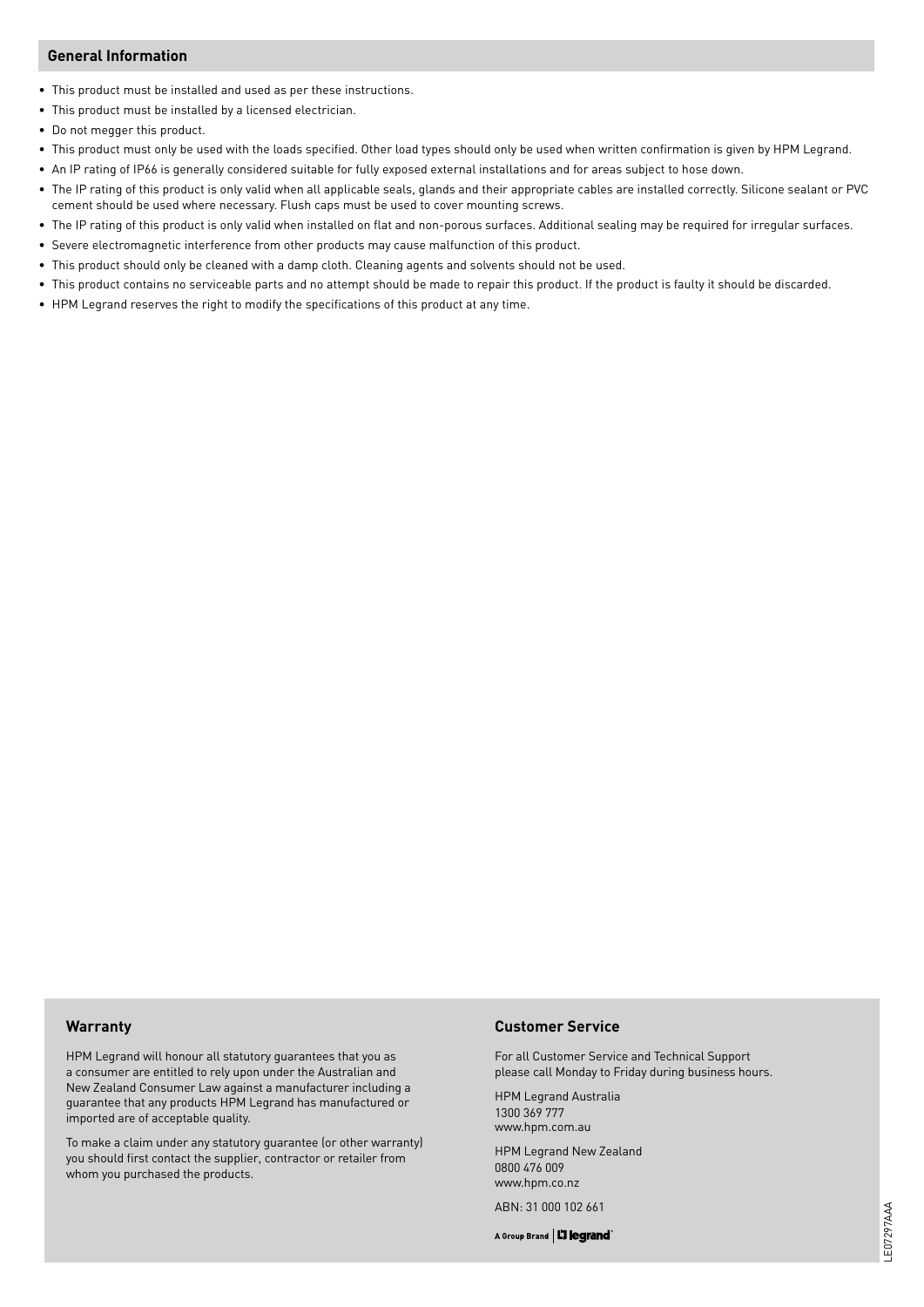## General Information

- This product must be installed and used as per these instructions.
- This product must be installed by a licensed electrician.
- Do not megger this product.
- This product must only be used with the loads specified. Other load types should only be used when written confirmation is given by HPM Legrand.
- An IP rating of IP66 is generally considered suitable for fully exposed external installations and for areas subject to hose down.
- The IP rating of this product is only valid when all applicable seals, glands and their appropriate cables are installed correctly. Silicone sealant or PVC cement should be used where necessary. Flush caps must be used to cover mounting screws.
- The IP rating of this product is only valid when installed on flat and non-porous surfaces. Additional sealing may be required for irregular surfaces.
- Severe electromagnetic interference from other products may cause malfunction of this product.
- This product should only be cleaned with a damp cloth. Cleaning agents and solvents should not be used.
- This product contains no serviceable parts and no attempt should be made to repair this product. If the product is faulty it should be discarded.
- HPM Legrand reserves the right to modify the specifications of this product at any time.

## Warranty

HPM Legrand will honour all statutory guarantees that you as a consumer are entitled to rely upon under the Australian and New Zealand Consumer Law against a manufacturer including a guarantee that any products HPM Legrand has manufactured or imported are of acceptable quality.

To make a claim under any statutory guarantee (or other warranty) you should first contact the supplier, contractor or retailer from whom you purchased the products.

## Customer Service

For all Customer Service and Technical Support please call Monday to Friday during business hours.

HPM Legrand Australia
1300 369 777
www.hpm.com.au

HPM Legrand New Zealand
0800 476 009
www.hpm.co.nz

ABN: 31 000 102 661

A Group Brand | legrand

LE07297AAA